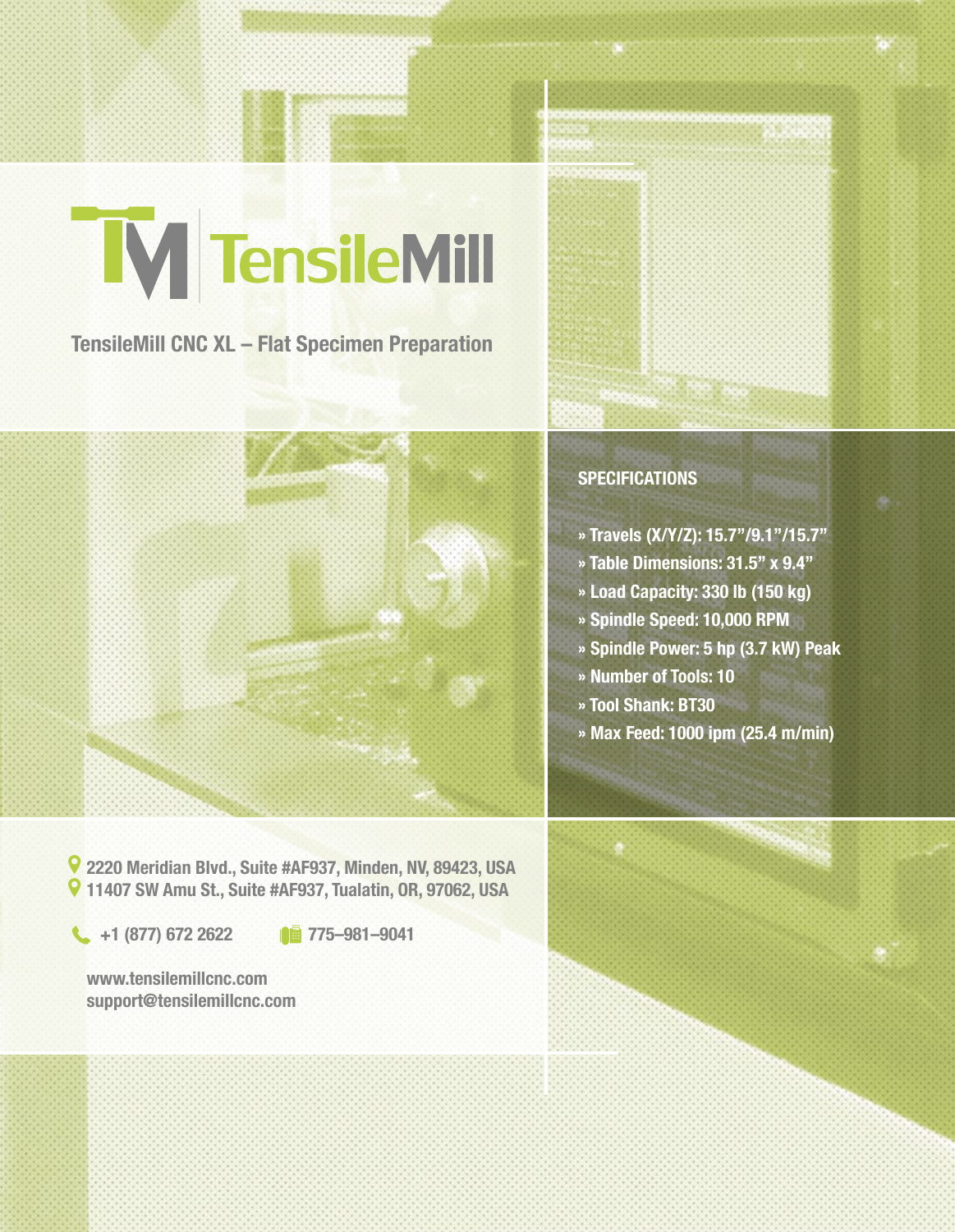# TensileMill

## TensileMill CNC XL – Flat Specimen Preparation

### SPECIFICATIONS

» Travels (X/Y/Z): 15.7"/9.1"/15.7"
» Table Dimensions: 31.5" x 9.4"
» Load Capacity: 330 lb (150 kg)
» Spindle Speed: 10,000 RPM
» Spindle Power: 5 hp (3.7 kW) Peak
» Number of Tools: 10
» Tool Shank: BT30
» Max Feed: 1000 ipm (25.4 m/min)

2220 Meridian Blvd., Suite #AF937, Minden, NV, 89423, USA
11407 SW Amu St., Suite #AF937, Tualatin, OR, 97062, USA

+1 (877) 672 2622 775–981–9041

www.tensilemillcnc.com
support@tensilemillcnc.com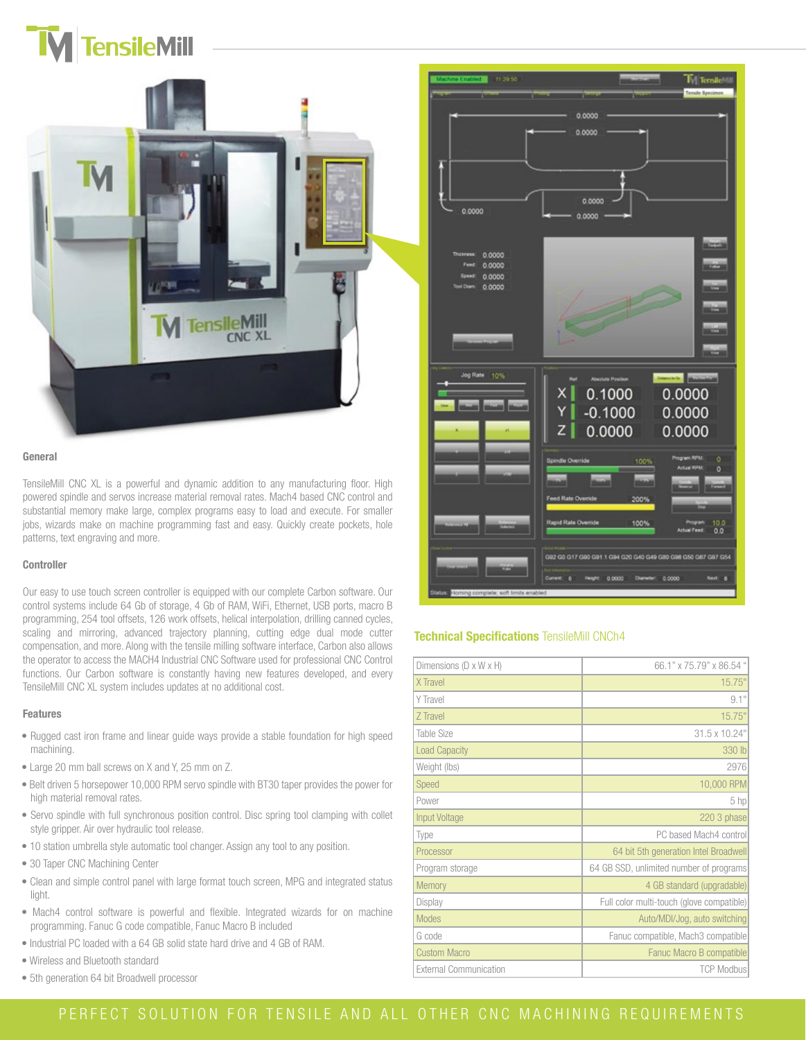# TensileMill

## General

TensileMill CNC XL is a powerful and dynamic addition to any manufacturing floor. High powered spindle and servos increase material removal rates. Mach4 based CNC control and substantial memory make large, complex programs easy to load and execute. For smaller jobs, wizards make on machine programming fast and easy. Quickly create pockets, hole patterns, text engraving and more.

## Controller

Our easy to use touch screen controller is equipped with our complete Carbon software. Our control systems include 64 Gb of storage, 4 Gb of RAM, WiFi, Ethernet, USB ports, macro B programming, 254 tool offsets, 126 work offsets, helical interpolation, drilling canned cycles, scaling and mirroring, advanced trajectory planning, cutting edge dual mode cutter compensation, and more. Along with the tensile milling software interface, Carbon also allows the operator to access the MACH4 Industrial CNC Software used for professional CNC Control functions. Our Carbon software is constantly having new features developed, and every TensileMill CNC XL system includes updates at no additional cost.

## Features

- Rugged cast iron frame and linear guide ways provide a stable foundation for high speed machining.
- Large 20 mm ball screws on X and Y, 25 mm on Z.
- Belt driven 5 horsepower 10,000 RPM servo spindle with BT30 taper provides the power for high material removal rates.
- Servo spindle with full synchronous position control. Disc spring tool clamping with collet style gripper. Air over hydraulic tool release.
- 10 station umbrella style automatic tool changer. Assign any tool to any position.
- 30 Taper CNC Machining Center
- Clean and simple control panel with large format touch screen, MPG and integrated status light.
- Mach4 control software is powerful and flexible. Integrated wizards for on machine programming. Fanuc G code compatible, Fanuc Macro B included
- Industrial PC loaded with a 64 GB solid state hard drive and 4 GB of RAM.
- Wireless and Bluetooth standard
- 5th generation 64 bit Broadwell processor

## Technical Specifications TensileMill CNCh4

| | |
|---|---|
| Dimensions (D x W x H) | 66.1" x 75.79" x 86.54 " |
| X Travel | 15.75" |
| Y Travel | 9.1" |
| Z Travel | 15.75" |
| Table Size | 31.5 x 10.24" |
| Load Capacity | 330 lb |
| Weight (lbs) | 2976 |
| Speed | 10,000 RPM |
| Power | 5 hp |
| Input Voltage | 220 3 phase |
| Type | PC based Mach4 control |
| Processor | 64 bit 5th generation Intel Broadwell |
| Program storage | 64 GB SSD, unlimited number of programs |
| Memory | 4 GB standard (upgradable) |
| Display | Full color multi-touch (glove compatible) |
| Modes | Auto/MDI/Jog, auto switching |
| G code | Fanuc compatible, Mach3 compatible |
| Custom Macro | Fanuc Macro B compatible |
| External Communication | TCP Modbus |

PERFECT SOLUTION FOR TENSILE AND ALL OTHER CNC MACHINING REQUIREMENTS